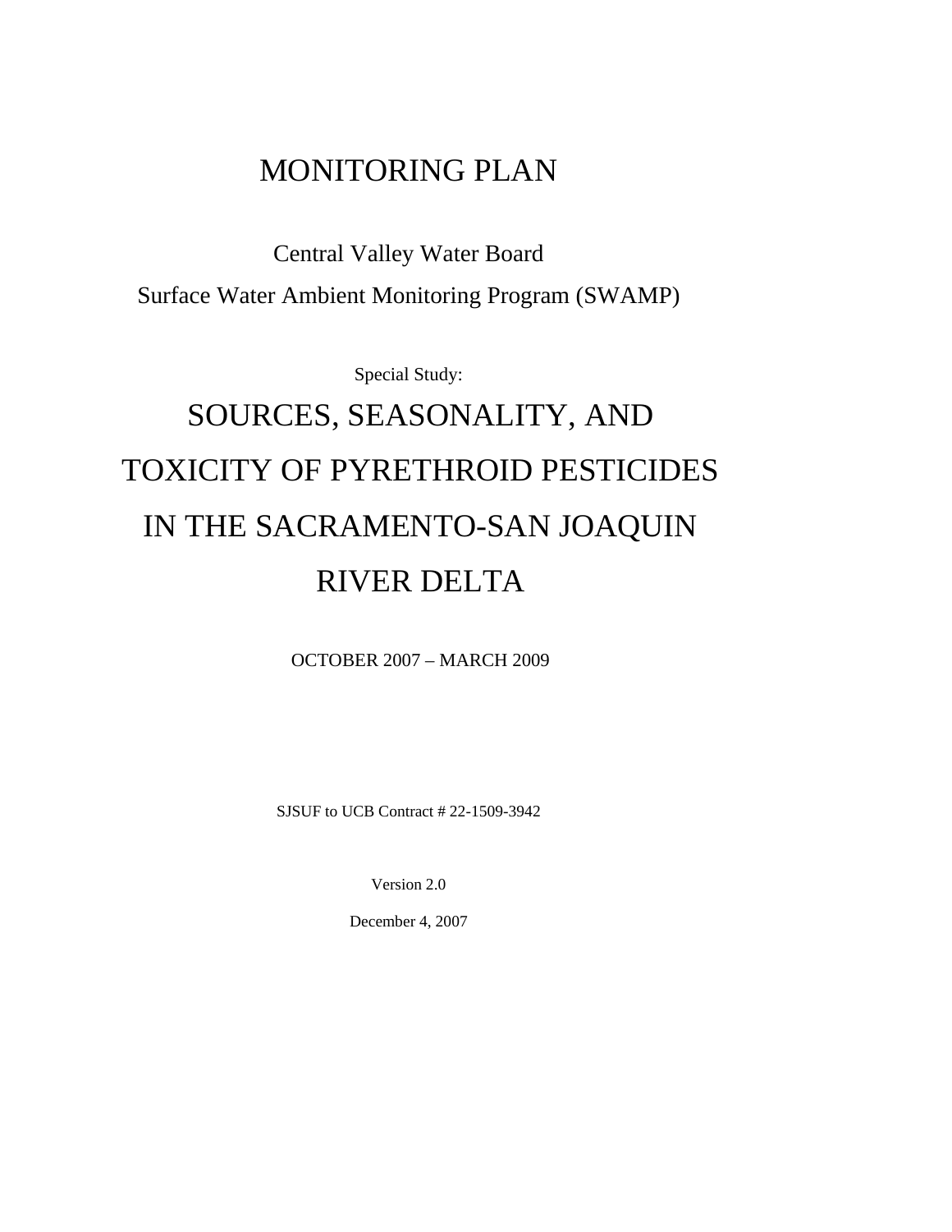# MONITORING PLAN

Central Valley Water Board

Surface Water Ambient Monitoring Program (SWAMP)

Special Study:

# SOURCES, SEASONALITY, AND TOXICITY OF PYRETHROID PESTICIDES IN THE SACRAMENTO-SAN JOAQUIN RIVER DELTA

OCTOBER 2007 – MARCH 2009

SJSUF to UCB Contract # 22-1509-3942

Version 2.0

December 4, 2007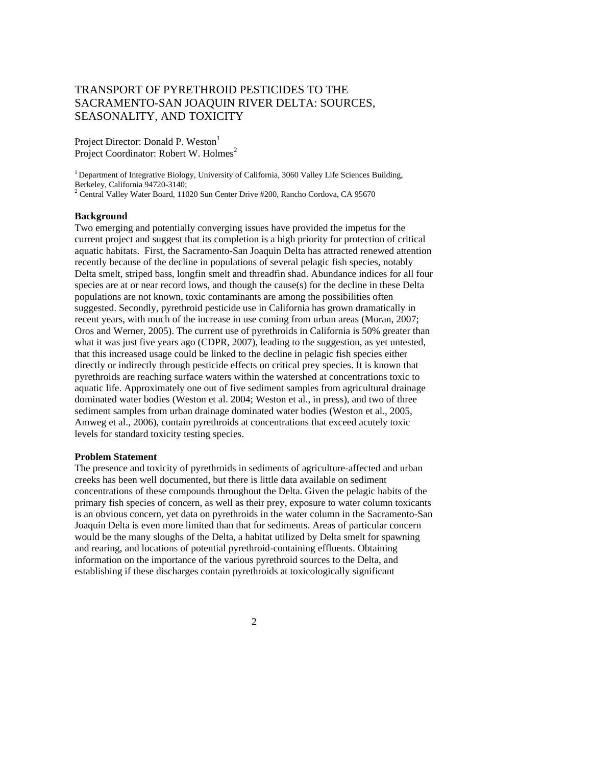# TRANSPORT OF PYRETHROID PESTICIDES TO THE SACRAMENTO-SAN JOAQUIN RIVER DELTA: SOURCES, SEASONALITY, AND TOXICITY

Project Director: Donald P. Weston[1]
Project Coordinator: Robert W. Holmes[2]

[1] Department of Integrative Biology, University of California, 3060 Valley Life Sciences Building, Berkeley, California 94720-3140;
[2] Central Valley Water Board, 11020 Sun Center Drive #200, Rancho Cordova, CA 95670

## Background

Two emerging and potentially converging issues have provided the impetus for the current project and suggest that its completion is a high priority for protection of critical aquatic habitats. First, the Sacramento-San Joaquin Delta has attracted renewed attention recently because of the decline in populations of several pelagic fish species, notably Delta smelt, striped bass, longfin smelt and threadfin shad. Abundance indices for all four species are at or near record lows, and though the cause(s) for the decline in these Delta populations are not known, toxic contaminants are among the possibilities often suggested. Secondly, pyrethroid pesticide use in California has grown dramatically in recent years, with much of the increase in use coming from urban areas (Moran, 2007; Oros and Werner, 2005). The current use of pyrethroids in California is 50% greater than what it was just five years ago (CDPR, 2007), leading to the suggestion, as yet untested, that this increased usage could be linked to the decline in pelagic fish species either directly or indirectly through pesticide effects on critical prey species. It is known that pyrethroids are reaching surface waters within the watershed at concentrations toxic to aquatic life. Approximately one out of five sediment samples from agricultural drainage dominated water bodies (Weston et al. 2004; Weston et al., in press), and two of three sediment samples from urban drainage dominated water bodies (Weston et al., 2005, Amweg et al., 2006), contain pyrethroids at concentrations that exceed acutely toxic levels for standard toxicity testing species.

## Problem Statement

The presence and toxicity of pyrethroids in sediments of agriculture-affected and urban creeks has been well documented, but there is little data available on sediment concentrations of these compounds throughout the Delta. Given the pelagic habits of the primary fish species of concern, as well as their prey, exposure to water column toxicants is an obvious concern, yet data on pyrethroids in the water column in the Sacramento-San Joaquin Delta is even more limited than that for sediments. Areas of particular concern would be the many sloughs of the Delta, a habitat utilized by Delta smelt for spawning and rearing, and locations of potential pyrethroid-containing effluents. Obtaining information on the importance of the various pyrethroid sources to the Delta, and establishing if these discharges contain pyrethroids at toxicologically significant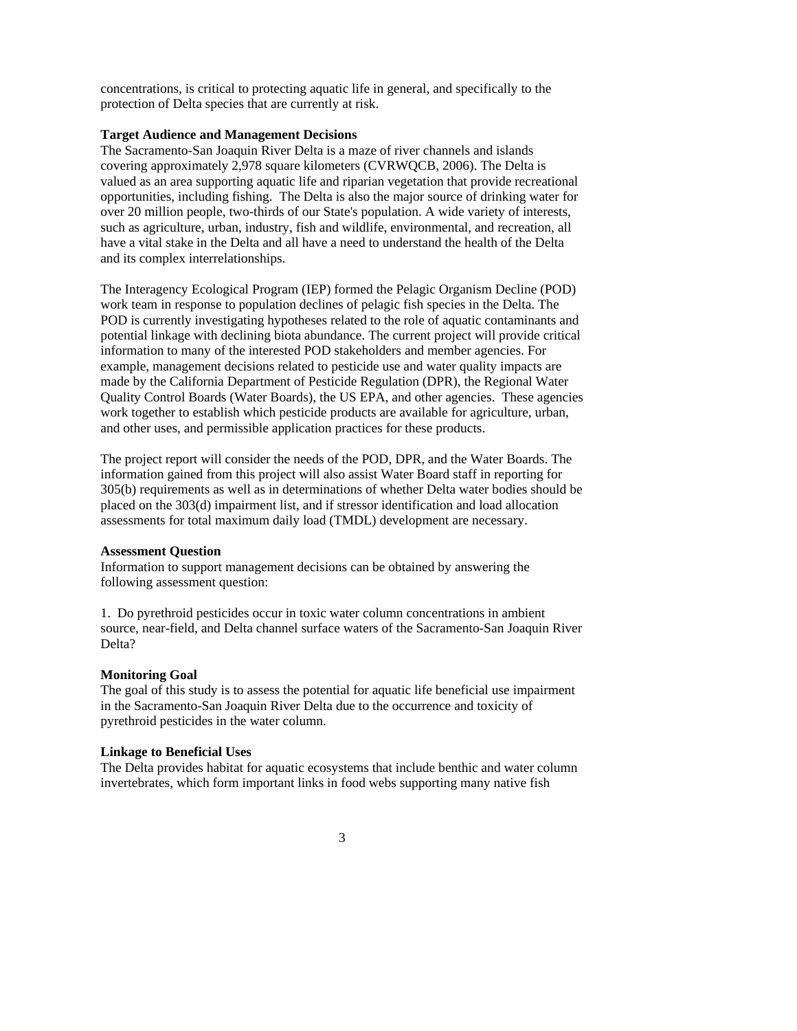concentrations, is critical to protecting aquatic life in general, and specifically to the protection of Delta species that are currently at risk.

**Target Audience and Management Decisions**

The Sacramento-San Joaquin River Delta is a maze of river channels and islands covering approximately 2,978 square kilometers (CVRWQCB, 2006). The Delta is valued as an area supporting aquatic life and riparian vegetation that provide recreational opportunities, including fishing. The Delta is also the major source of drinking water for over 20 million people, two-thirds of our State's population. A wide variety of interests, such as agriculture, urban, industry, fish and wildlife, environmental, and recreation, all have a vital stake in the Delta and all have a need to understand the health of the Delta and its complex interrelationships.

The Interagency Ecological Program (IEP) formed the Pelagic Organism Decline (POD) work team in response to population declines of pelagic fish species in the Delta. The POD is currently investigating hypotheses related to the role of aquatic contaminants and potential linkage with declining biota abundance. The current project will provide critical information to many of the interested POD stakeholders and member agencies. For example, management decisions related to pesticide use and water quality impacts are made by the California Department of Pesticide Regulation (DPR), the Regional Water Quality Control Boards (Water Boards), the US EPA, and other agencies. These agencies work together to establish which pesticide products are available for agriculture, urban, and other uses, and permissible application practices for these products.

The project report will consider the needs of the POD, DPR, and the Water Boards. The information gained from this project will also assist Water Board staff in reporting for 305(b) requirements as well as in determinations of whether Delta water bodies should be placed on the 303(d) impairment list, and if stressor identification and load allocation assessments for total maximum daily load (TMDL) development are necessary.

**Assessment Question**

Information to support management decisions can be obtained by answering the following assessment question:

1. Do pyrethroid pesticides occur in toxic water column concentrations in ambient source, near-field, and Delta channel surface waters of the Sacramento-San Joaquin River Delta?

**Monitoring Goal**

The goal of this study is to assess the potential for aquatic life beneficial use impairment in the Sacramento-San Joaquin River Delta due to the occurrence and toxicity of pyrethroid pesticides in the water column.

**Linkage to Beneficial Uses**

The Delta provides habitat for aquatic ecosystems that include benthic and water column invertebrates, which form important links in food webs supporting many native fish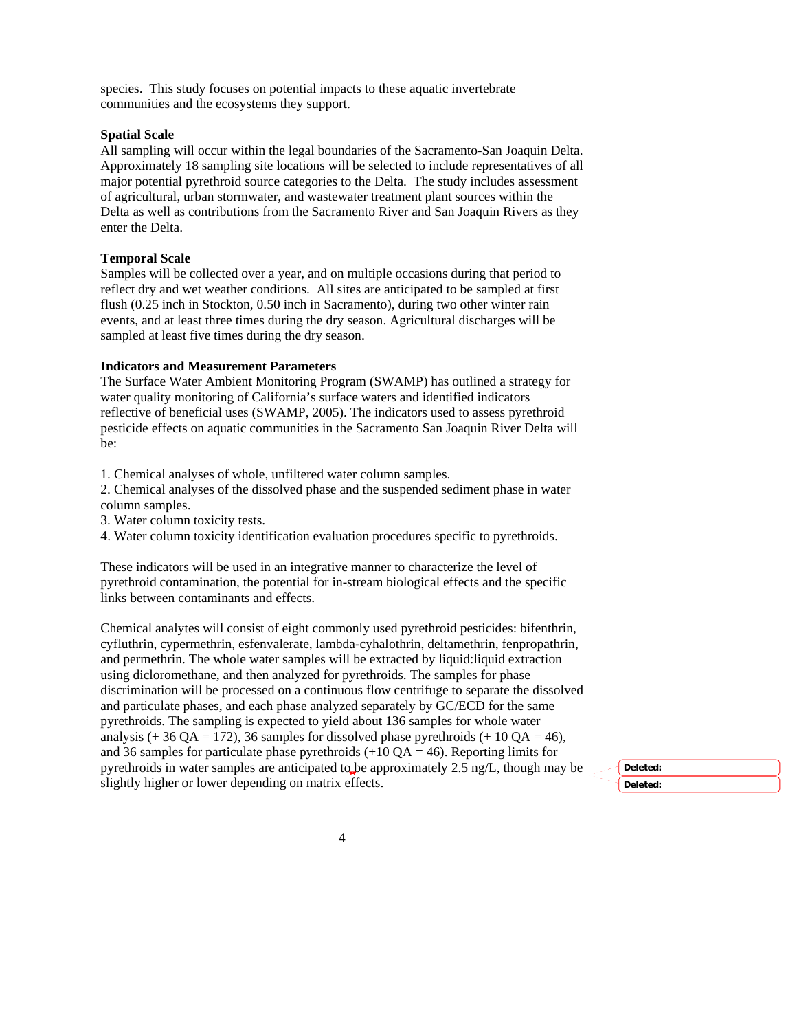species. This study focuses on potential impacts to these aquatic invertebrate communities and the ecosystems they support.

**Spatial Scale**

All sampling will occur within the legal boundaries of the Sacramento-San Joaquin Delta. Approximately 18 sampling site locations will be selected to include representatives of all major potential pyrethroid source categories to the Delta. The study includes assessment of agricultural, urban stormwater, and wastewater treatment plant sources within the Delta as well as contributions from the Sacramento River and San Joaquin Rivers as they enter the Delta.

**Temporal Scale**

Samples will be collected over a year, and on multiple occasions during that period to reflect dry and wet weather conditions. All sites are anticipated to be sampled at first flush (0.25 inch in Stockton, 0.50 inch in Sacramento), during two other winter rain events, and at least three times during the dry season. Agricultural discharges will be sampled at least five times during the dry season.

**Indicators and Measurement Parameters**

The Surface Water Ambient Monitoring Program (SWAMP) has outlined a strategy for water quality monitoring of California's surface waters and identified indicators reflective of beneficial uses (SWAMP, 2005). The indicators used to assess pyrethroid pesticide effects on aquatic communities in the Sacramento San Joaquin River Delta will be:

1. Chemical analyses of whole, unfiltered water column samples.
2. Chemical analyses of the dissolved phase and the suspended sediment phase in water column samples.
3. Water column toxicity tests.
4. Water column toxicity identification evaluation procedures specific to pyrethroids.

These indicators will be used in an integrative manner to characterize the level of pyrethroid contamination, the potential for in-stream biological effects and the specific links between contaminants and effects.

Chemical analytes will consist of eight commonly used pyrethroid pesticides: bifenthrin, cyfluthrin, cypermethrin, esfenvalerate, lambda-cyhalothrin, deltamethrin, fenpropathrin, and permethrin. The whole water samples will be extracted by liquid:liquid extraction using dicloromethane, and then analyzed for pyrethroids. The samples for phase discrimination will be processed on a continuous flow centrifuge to separate the dissolved and particulate phases, and each phase analyzed separately by GC/ECD for the same pyrethroids. The sampling is expected to yield about 136 samples for whole water analysis (+ 36 QA = 172), 36 samples for dissolved phase pyrethroids (+ 10 QA = 46), and 36 samples for particulate phase pyrethroids (+10 QA = 46). Reporting limits for pyrethroids in water samples are anticipated to be approximately 2.5 ng/L, though may be slightly higher or lower depending on matrix effects.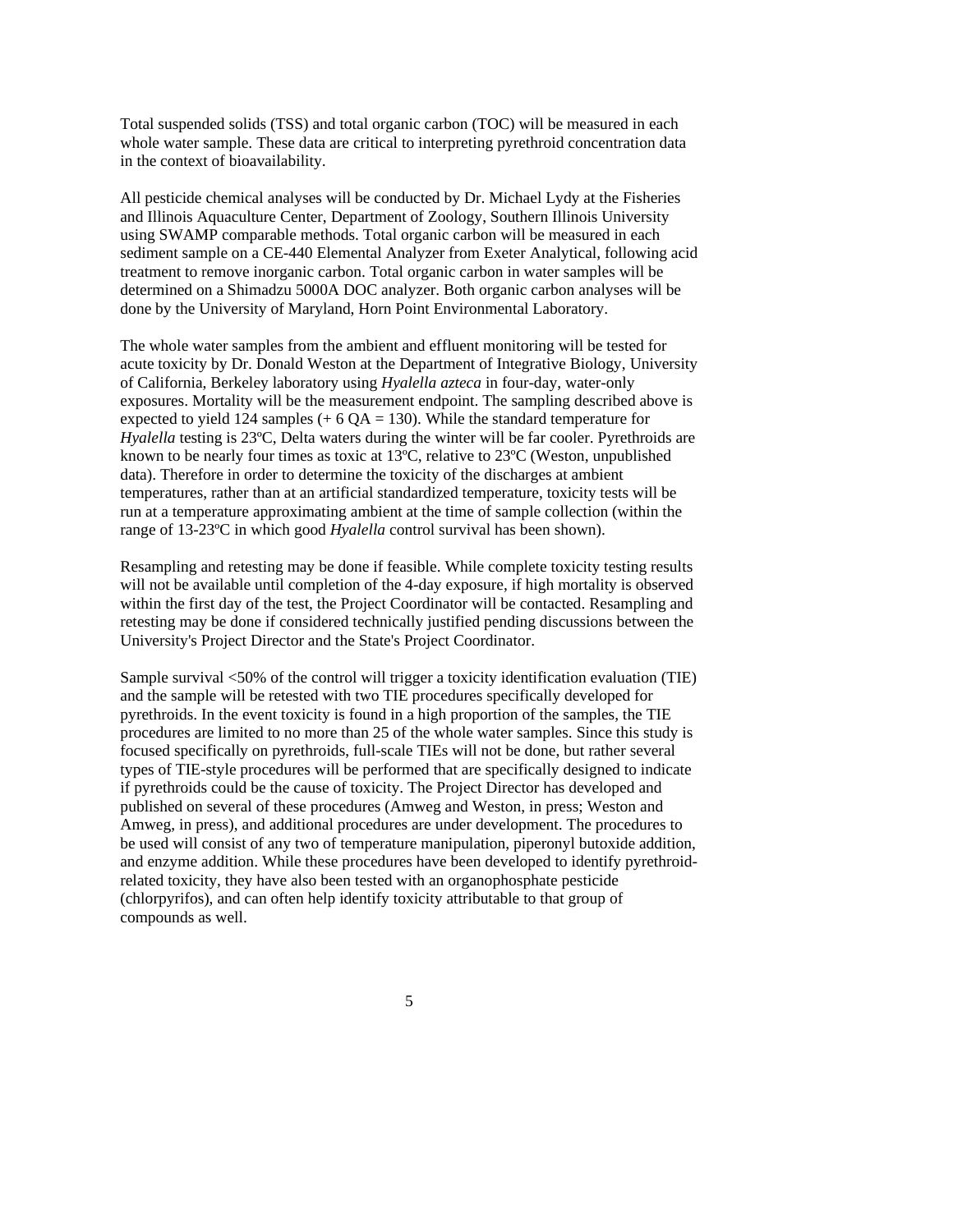Total suspended solids (TSS) and total organic carbon (TOC) will be measured in each whole water sample. These data are critical to interpreting pyrethroid concentration data in the context of bioavailability.

All pesticide chemical analyses will be conducted by Dr. Michael Lydy at the Fisheries and Illinois Aquaculture Center, Department of Zoology, Southern Illinois University using SWAMP comparable methods. Total organic carbon will be measured in each sediment sample on a CE-440 Elemental Analyzer from Exeter Analytical, following acid treatment to remove inorganic carbon. Total organic carbon in water samples will be determined on a Shimadzu 5000A DOC analyzer. Both organic carbon analyses will be done by the University of Maryland, Horn Point Environmental Laboratory.

The whole water samples from the ambient and effluent monitoring will be tested for acute toxicity by Dr. Donald Weston at the Department of Integrative Biology, University of California, Berkeley laboratory using *Hyalella azteca* in four-day, water-only exposures. Mortality will be the measurement endpoint. The sampling described above is expected to yield 124 samples (+ 6 QA = 130). While the standard temperature for *Hyalella* testing is 23ºC, Delta waters during the winter will be far cooler. Pyrethroids are known to be nearly four times as toxic at 13ºC, relative to 23ºC (Weston, unpublished data). Therefore in order to determine the toxicity of the discharges at ambient temperatures, rather than at an artificial standardized temperature, toxicity tests will be run at a temperature approximating ambient at the time of sample collection (within the range of 13-23ºC in which good *Hyalella* control survival has been shown).

Resampling and retesting may be done if feasible. While complete toxicity testing results will not be available until completion of the 4-day exposure, if high mortality is observed within the first day of the test, the Project Coordinator will be contacted. Resampling and retesting may be done if considered technically justified pending discussions between the University's Project Director and the State's Project Coordinator.

Sample survival <50% of the control will trigger a toxicity identification evaluation (TIE) and the sample will be retested with two TIE procedures specifically developed for pyrethroids. In the event toxicity is found in a high proportion of the samples, the TIE procedures are limited to no more than 25 of the whole water samples. Since this study is focused specifically on pyrethroids, full-scale TIEs will not be done, but rather several types of TIE-style procedures will be performed that are specifically designed to indicate if pyrethroids could be the cause of toxicity. The Project Director has developed and published on several of these procedures (Amweg and Weston, in press; Weston and Amweg, in press), and additional procedures are under development. The procedures to be used will consist of any two of temperature manipulation, piperonyl butoxide addition, and enzyme addition. While these procedures have been developed to identify pyrethroid-related toxicity, they have also been tested with an organophosphate pesticide (chlorpyrifos), and can often help identify toxicity attributable to that group of compounds as well.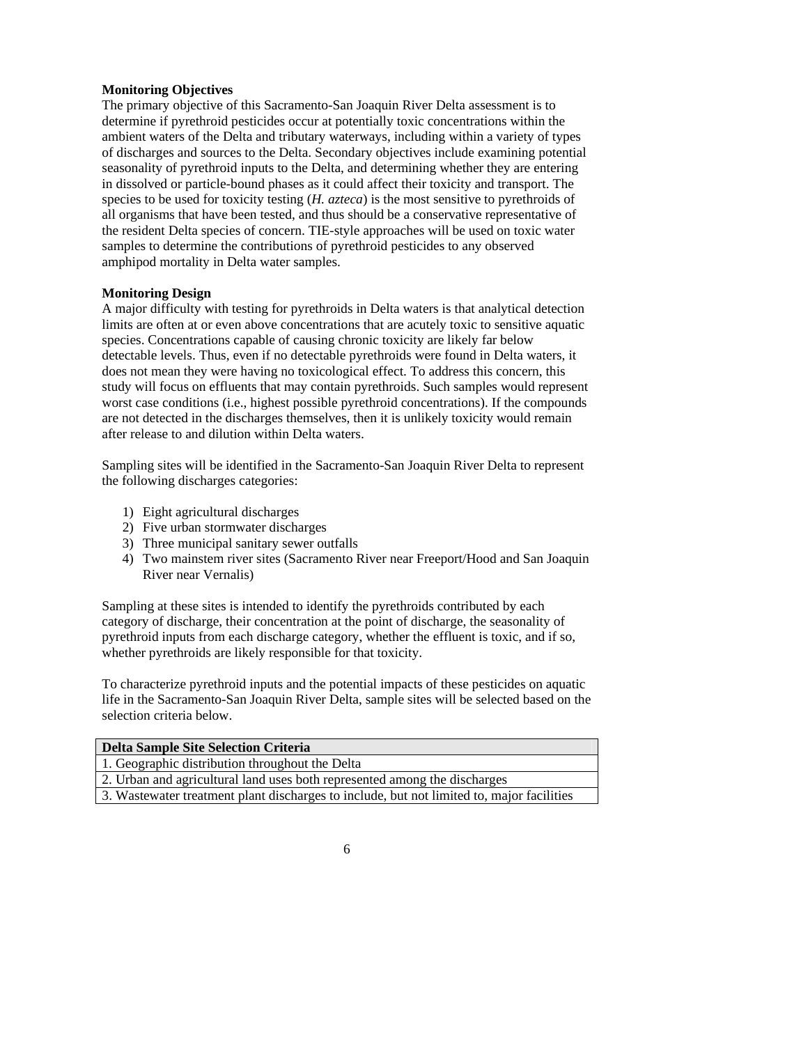**Monitoring Objectives**

The primary objective of this Sacramento-San Joaquin River Delta assessment is to determine if pyrethroid pesticides occur at potentially toxic concentrations within the ambient waters of the Delta and tributary waterways, including within a variety of types of discharges and sources to the Delta. Secondary objectives include examining potential seasonality of pyrethroid inputs to the Delta, and determining whether they are entering in dissolved or particle-bound phases as it could affect their toxicity and transport. The species to be used for toxicity testing (*H. azteca*) is the most sensitive to pyrethroids of all organisms that have been tested, and thus should be a conservative representative of the resident Delta species of concern. TIE-style approaches will be used on toxic water samples to determine the contributions of pyrethroid pesticides to any observed amphipod mortality in Delta water samples.

**Monitoring Design**

A major difficulty with testing for pyrethroids in Delta waters is that analytical detection limits are often at or even above concentrations that are acutely toxic to sensitive aquatic species. Concentrations capable of causing chronic toxicity are likely far below detectable levels. Thus, even if no detectable pyrethroids were found in Delta waters, it does not mean they were having no toxicological effect. To address this concern, this study will focus on effluents that may contain pyrethroids. Such samples would represent worst case conditions (i.e., highest possible pyrethroid concentrations). If the compounds are not detected in the discharges themselves, then it is unlikely toxicity would remain after release to and dilution within Delta waters.

Sampling sites will be identified in the Sacramento-San Joaquin River Delta to represent the following discharges categories:

1) Eight agricultural discharges
2) Five urban stormwater discharges
3) Three municipal sanitary sewer outfalls
4) Two mainstem river sites (Sacramento River near Freeport/Hood and San Joaquin River near Vernalis)

Sampling at these sites is intended to identify the pyrethroids contributed by each category of discharge, their concentration at the point of discharge, the seasonality of pyrethroid inputs from each discharge category, whether the effluent is toxic, and if so, whether pyrethroids are likely responsible for that toxicity.

To characterize pyrethroid inputs and the potential impacts of these pesticides on aquatic life in the Sacramento-San Joaquin River Delta, sample sites will be selected based on the selection criteria below.

| **Delta Sample Site Selection Criteria** |
|---|
| 1. Geographic distribution throughout the Delta |
| 2. Urban and agricultural land uses both represented among the discharges |
| 3. Wastewater treatment plant discharges to include, but not limited to, major facilities |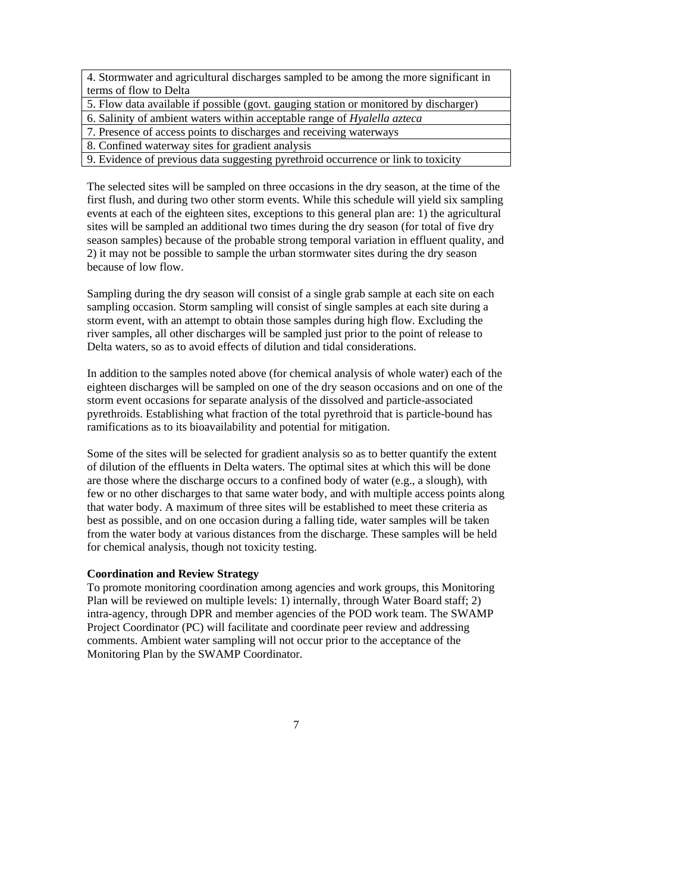| 4. Stormwater and agricultural discharges sampled to be among the more significant in terms of flow to Delta |
|---|
| 5. Flow data available if possible (govt. gauging station or monitored by discharger) |
| 6. Salinity of ambient waters within acceptable range of *Hyalella azteca* |
| 7. Presence of access points to discharges and receiving waterways |
| 8. Confined waterway sites for gradient analysis |
| 9. Evidence of previous data suggesting pyrethroid occurrence or link to toxicity |

The selected sites will be sampled on three occasions in the dry season, at the time of the first flush, and during two other storm events. While this schedule will yield six sampling events at each of the eighteen sites, exceptions to this general plan are: 1) the agricultural sites will be sampled an additional two times during the dry season (for total of five dry season samples) because of the probable strong temporal variation in effluent quality, and 2) it may not be possible to sample the urban stormwater sites during the dry season because of low flow.

Sampling during the dry season will consist of a single grab sample at each site on each sampling occasion. Storm sampling will consist of single samples at each site during a storm event, with an attempt to obtain those samples during high flow. Excluding the river samples, all other discharges will be sampled just prior to the point of release to Delta waters, so as to avoid effects of dilution and tidal considerations.

In addition to the samples noted above (for chemical analysis of whole water) each of the eighteen discharges will be sampled on one of the dry season occasions and on one of the storm event occasions for separate analysis of the dissolved and particle-associated pyrethroids. Establishing what fraction of the total pyrethroid that is particle-bound has ramifications as to its bioavailability and potential for mitigation.

Some of the sites will be selected for gradient analysis so as to better quantify the extent of dilution of the effluents in Delta waters. The optimal sites at which this will be done are those where the discharge occurs to a confined body of water (e.g., a slough), with few or no other discharges to that same water body, and with multiple access points along that water body. A maximum of three sites will be established to meet these criteria as best as possible, and on one occasion during a falling tide, water samples will be taken from the water body at various distances from the discharge. These samples will be held for chemical analysis, though not toxicity testing.

**Coordination and Review Strategy**

To promote monitoring coordination among agencies and work groups, this Monitoring Plan will be reviewed on multiple levels: 1) internally, through Water Board staff; 2) intra-agency, through DPR and member agencies of the POD work team. The SWAMP Project Coordinator (PC) will facilitate and coordinate peer review and addressing comments. Ambient water sampling will not occur prior to the acceptance of the Monitoring Plan by the SWAMP Coordinator.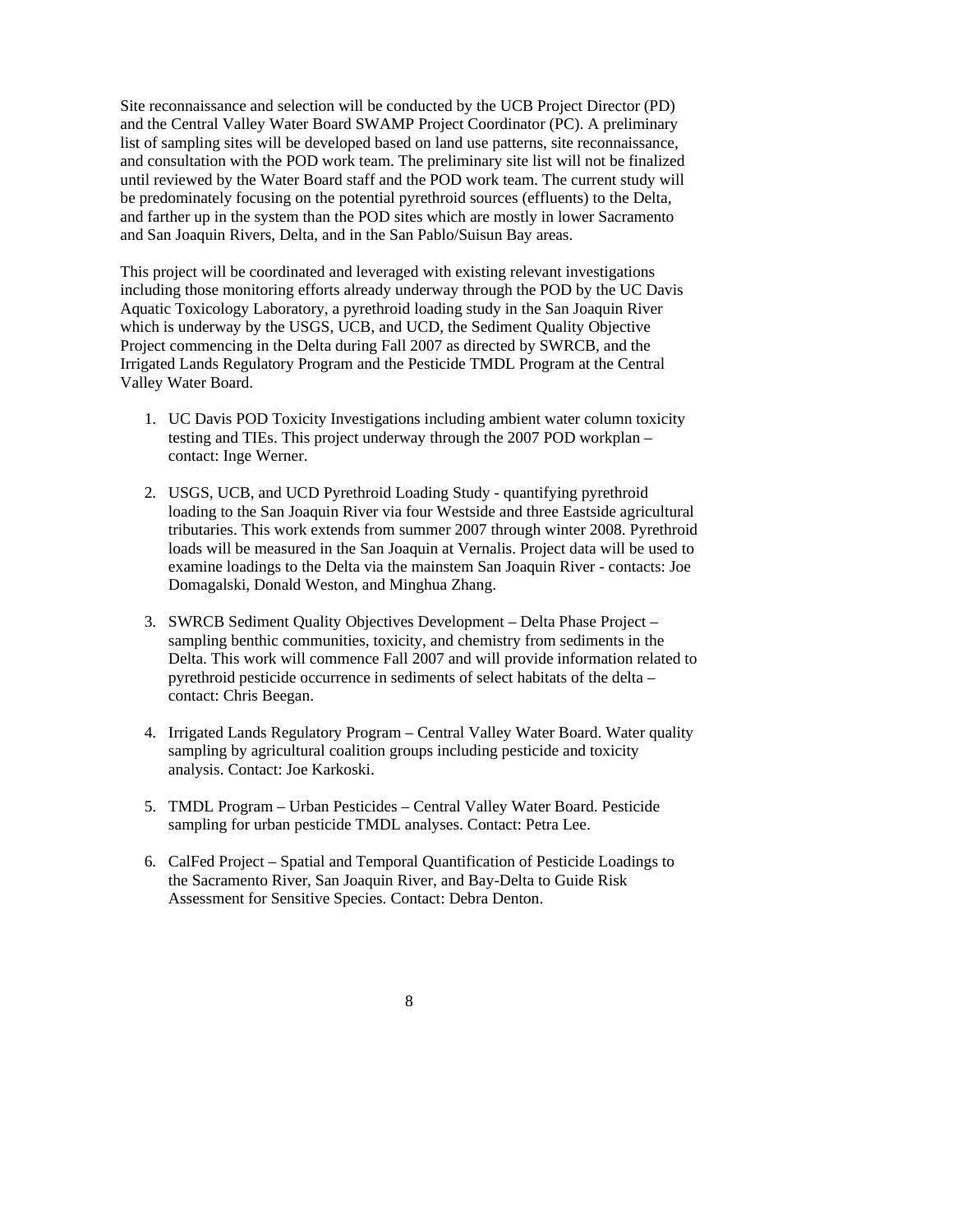Site reconnaissance and selection will be conducted by the UCB Project Director (PD) and the Central Valley Water Board SWAMP Project Coordinator (PC). A preliminary list of sampling sites will be developed based on land use patterns, site reconnaissance, and consultation with the POD work team. The preliminary site list will not be finalized until reviewed by the Water Board staff and the POD work team. The current study will be predominately focusing on the potential pyrethroid sources (effluents) to the Delta, and farther up in the system than the POD sites which are mostly in lower Sacramento and San Joaquin Rivers, Delta, and in the San Pablo/Suisun Bay areas.

This project will be coordinated and leveraged with existing relevant investigations including those monitoring efforts already underway through the POD by the UC Davis Aquatic Toxicology Laboratory, a pyrethroid loading study in the San Joaquin River which is underway by the USGS, UCB, and UCD, the Sediment Quality Objective Project commencing in the Delta during Fall 2007 as directed by SWRCB, and the Irrigated Lands Regulatory Program and the Pesticide TMDL Program at the Central Valley Water Board.

1. UC Davis POD Toxicity Investigations including ambient water column toxicity testing and TIEs. This project underway through the 2007 POD workplan – contact: Inge Werner.

2. USGS, UCB, and UCD Pyrethroid Loading Study - quantifying pyrethroid loading to the San Joaquin River via four Westside and three Eastside agricultural tributaries. This work extends from summer 2007 through winter 2008. Pyrethroid loads will be measured in the San Joaquin at Vernalis. Project data will be used to examine loadings to the Delta via the mainstem San Joaquin River - contacts: Joe Domagalski, Donald Weston, and Minghua Zhang.

3. SWRCB Sediment Quality Objectives Development – Delta Phase Project – sampling benthic communities, toxicity, and chemistry from sediments in the Delta. This work will commence Fall 2007 and will provide information related to pyrethroid pesticide occurrence in sediments of select habitats of the delta – contact: Chris Beegan.

4. Irrigated Lands Regulatory Program – Central Valley Water Board. Water quality sampling by agricultural coalition groups including pesticide and toxicity analysis. Contact: Joe Karkoski.

5. TMDL Program – Urban Pesticides – Central Valley Water Board. Pesticide sampling for urban pesticide TMDL analyses. Contact: Petra Lee.

6. CalFed Project – Spatial and Temporal Quantification of Pesticide Loadings to the Sacramento River, San Joaquin River, and Bay-Delta to Guide Risk Assessment for Sensitive Species. Contact: Debra Denton.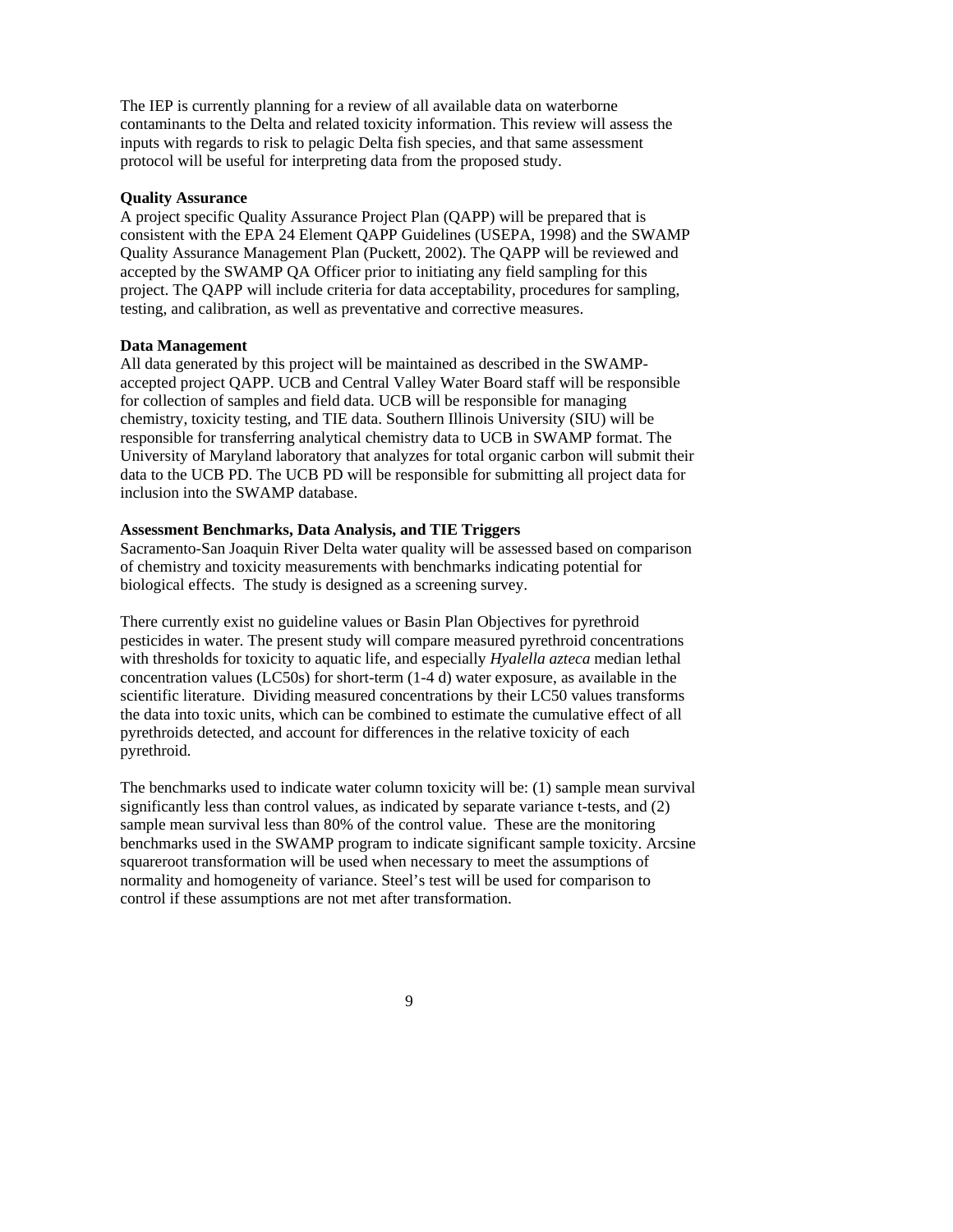The IEP is currently planning for a review of all available data on waterborne contaminants to the Delta and related toxicity information. This review will assess the inputs with regards to risk to pelagic Delta fish species, and that same assessment protocol will be useful for interpreting data from the proposed study.

**Quality Assurance**

A project specific Quality Assurance Project Plan (QAPP) will be prepared that is consistent with the EPA 24 Element QAPP Guidelines (USEPA, 1998) and the SWAMP Quality Assurance Management Plan (Puckett, 2002). The QAPP will be reviewed and accepted by the SWAMP QA Officer prior to initiating any field sampling for this project. The QAPP will include criteria for data acceptability, procedures for sampling, testing, and calibration, as well as preventative and corrective measures.

**Data Management**

All data generated by this project will be maintained as described in the SWAMP-accepted project QAPP. UCB and Central Valley Water Board staff will be responsible for collection of samples and field data. UCB will be responsible for managing chemistry, toxicity testing, and TIE data. Southern Illinois University (SIU) will be responsible for transferring analytical chemistry data to UCB in SWAMP format. The University of Maryland laboratory that analyzes for total organic carbon will submit their data to the UCB PD. The UCB PD will be responsible for submitting all project data for inclusion into the SWAMP database.

**Assessment Benchmarks, Data Analysis, and TIE Triggers**

Sacramento-San Joaquin River Delta water quality will be assessed based on comparison of chemistry and toxicity measurements with benchmarks indicating potential for biological effects. The study is designed as a screening survey.

There currently exist no guideline values or Basin Plan Objectives for pyrethroid pesticides in water. The present study will compare measured pyrethroid concentrations with thresholds for toxicity to aquatic life, and especially *Hyalella azteca* median lethal concentration values (LC50s) for short-term (1-4 d) water exposure, as available in the scientific literature. Dividing measured concentrations by their LC50 values transforms the data into toxic units, which can be combined to estimate the cumulative effect of all pyrethroids detected, and account for differences in the relative toxicity of each pyrethroid.

The benchmarks used to indicate water column toxicity will be: (1) sample mean survival significantly less than control values, as indicated by separate variance t-tests, and (2) sample mean survival less than 80% of the control value. These are the monitoring benchmarks used in the SWAMP program to indicate significant sample toxicity. Arcsine squareroot transformation will be used when necessary to meet the assumptions of normality and homogeneity of variance. Steel's test will be used for comparison to control if these assumptions are not met after transformation.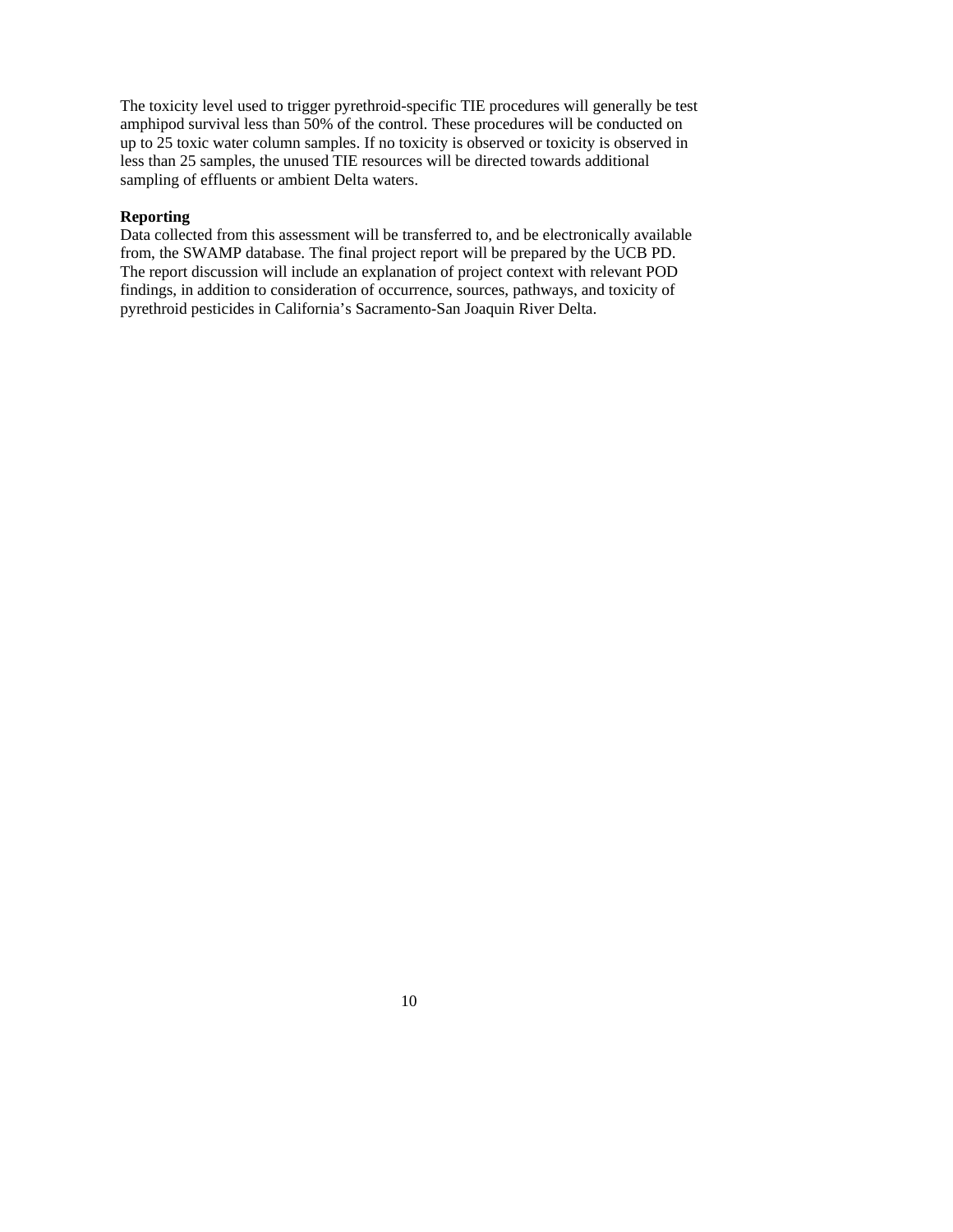The toxicity level used to trigger pyrethroid-specific TIE procedures will generally be test amphipod survival less than 50% of the control. These procedures will be conducted on up to 25 toxic water column samples. If no toxicity is observed or toxicity is observed in less than 25 samples, the unused TIE resources will be directed towards additional sampling of effluents or ambient Delta waters.

**Reporting**

Data collected from this assessment will be transferred to, and be electronically available from, the SWAMP database. The final project report will be prepared by the UCB PD. The report discussion will include an explanation of project context with relevant POD findings, in addition to consideration of occurrence, sources, pathways, and toxicity of pyrethroid pesticides in California's Sacramento-San Joaquin River Delta.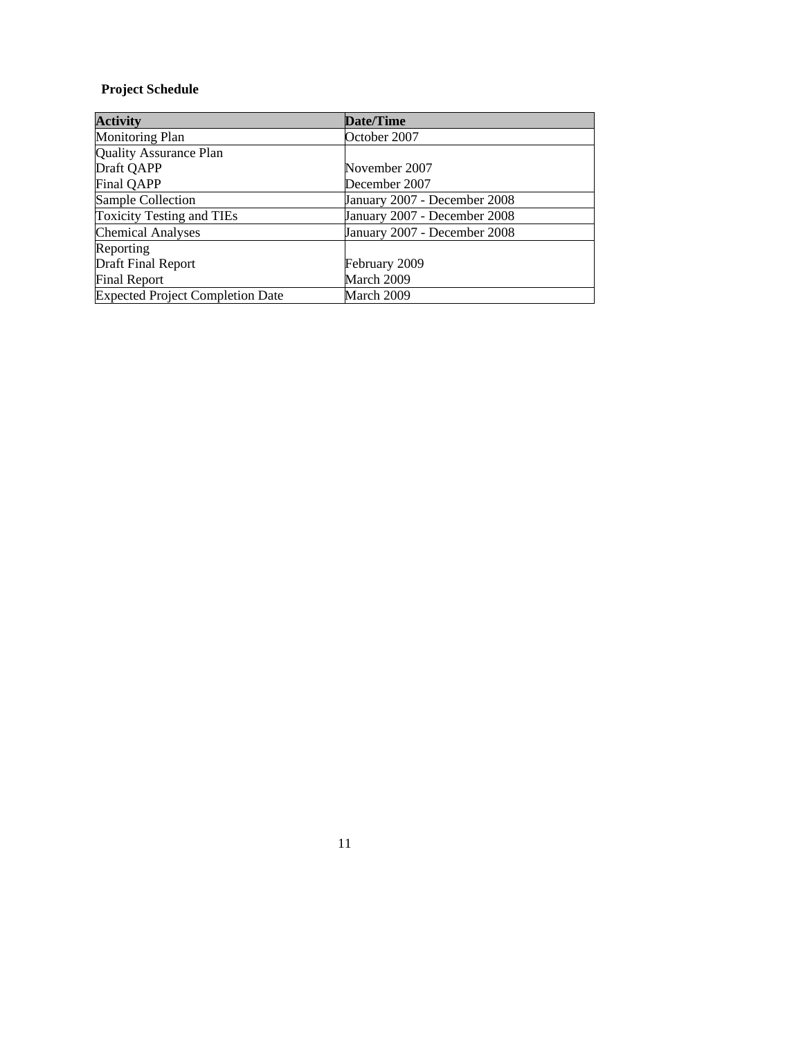**Project Schedule**

| Activity | Date/Time |
|---|---|
| Monitoring Plan | October 2007 |
| Quality Assurance Plan | |
| Draft QAPP | November 2007 |
| Final QAPP | December 2007 |
| Sample Collection | January 2007 - December 2008 |
| Toxicity Testing and TIEs | January 2007 - December 2008 |
| Chemical Analyses | January 2007 - December 2008 |
| Reporting | |
| Draft Final Report | February 2009 |
| Final Report | March 2009 |
| Expected Project Completion Date | March 2009 |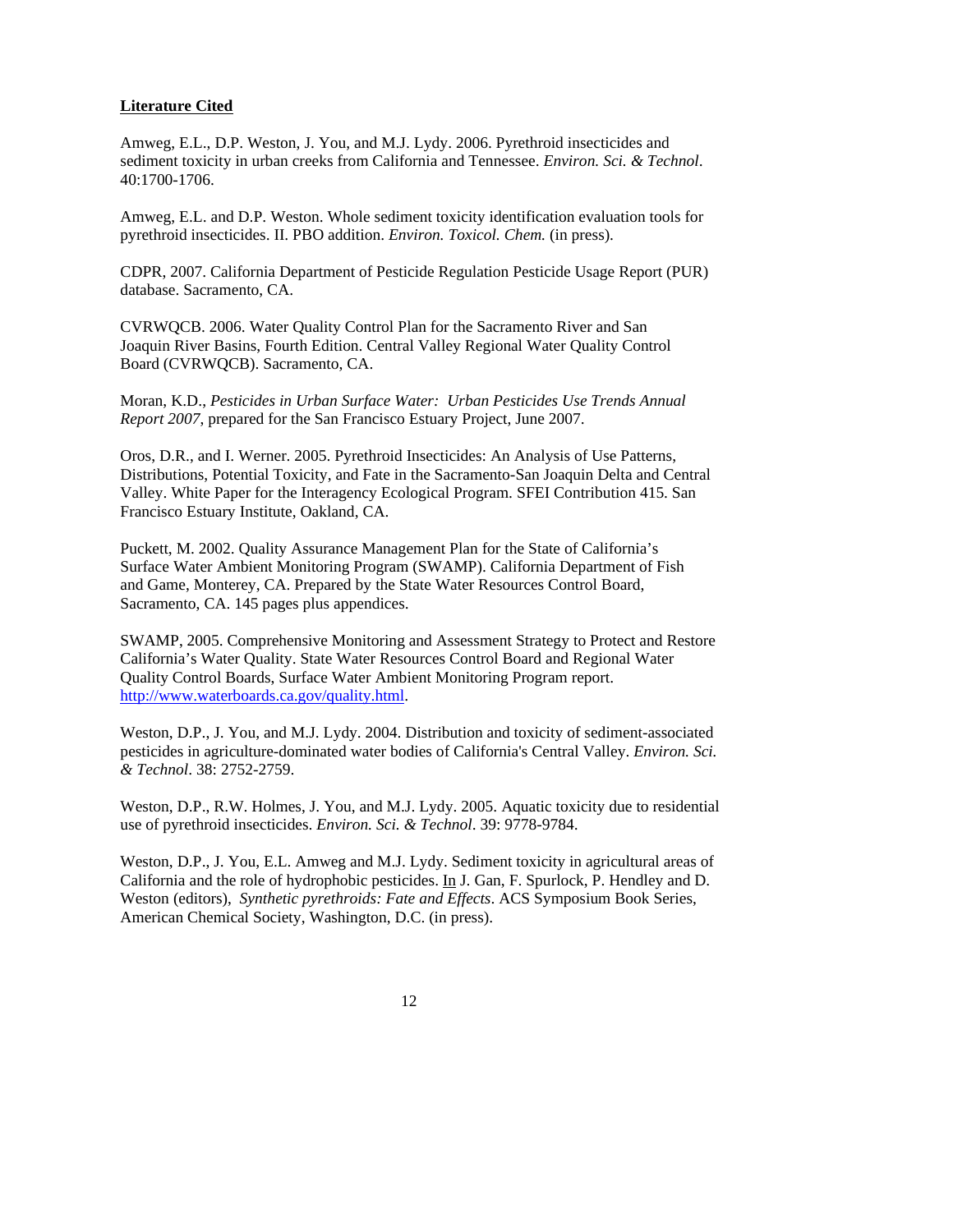**Literature Cited**

Amweg, E.L., D.P. Weston, J. You, and M.J. Lydy. 2006. Pyrethroid insecticides and sediment toxicity in urban creeks from California and Tennessee. *Environ. Sci. & Technol*. 40:1700-1706.

Amweg, E.L. and D.P. Weston. Whole sediment toxicity identification evaluation tools for pyrethroid insecticides. II. PBO addition. *Environ. Toxicol. Chem.* (in press).

CDPR, 2007. California Department of Pesticide Regulation Pesticide Usage Report (PUR) database. Sacramento, CA.

CVRWQCB. 2006. Water Quality Control Plan for the Sacramento River and San Joaquin River Basins, Fourth Edition. Central Valley Regional Water Quality Control Board (CVRWQCB). Sacramento, CA.

Moran, K.D., *Pesticides in Urban Surface Water: Urban Pesticides Use Trends Annual Report 2007*, prepared for the San Francisco Estuary Project, June 2007.

Oros, D.R., and I. Werner. 2005. Pyrethroid Insecticides: An Analysis of Use Patterns, Distributions, Potential Toxicity, and Fate in the Sacramento-San Joaquin Delta and Central Valley. White Paper for the Interagency Ecological Program. SFEI Contribution 415. San Francisco Estuary Institute, Oakland, CA.

Puckett, M. 2002. Quality Assurance Management Plan for the State of California's Surface Water Ambient Monitoring Program (SWAMP). California Department of Fish and Game, Monterey, CA. Prepared by the State Water Resources Control Board, Sacramento, CA. 145 pages plus appendices.

SWAMP, 2005. Comprehensive Monitoring and Assessment Strategy to Protect and Restore California's Water Quality. State Water Resources Control Board and Regional Water Quality Control Boards, Surface Water Ambient Monitoring Program report. http://www.waterboards.ca.gov/quality.html.

Weston, D.P., J. You, and M.J. Lydy. 2004. Distribution and toxicity of sediment-associated pesticides in agriculture-dominated water bodies of California's Central Valley. *Environ. Sci. & Technol*. 38: 2752-2759.

Weston, D.P., R.W. Holmes, J. You, and M.J. Lydy. 2005. Aquatic toxicity due to residential use of pyrethroid insecticides. *Environ. Sci. & Technol*. 39: 9778-9784.

Weston, D.P., J. You, E.L. Amweg and M.J. Lydy. Sediment toxicity in agricultural areas of California and the role of hydrophobic pesticides. In J. Gan, F. Spurlock, P. Hendley and D. Weston (editors), *Synthetic pyrethroids: Fate and Effects*. ACS Symposium Book Series, American Chemical Society, Washington, D.C. (in press).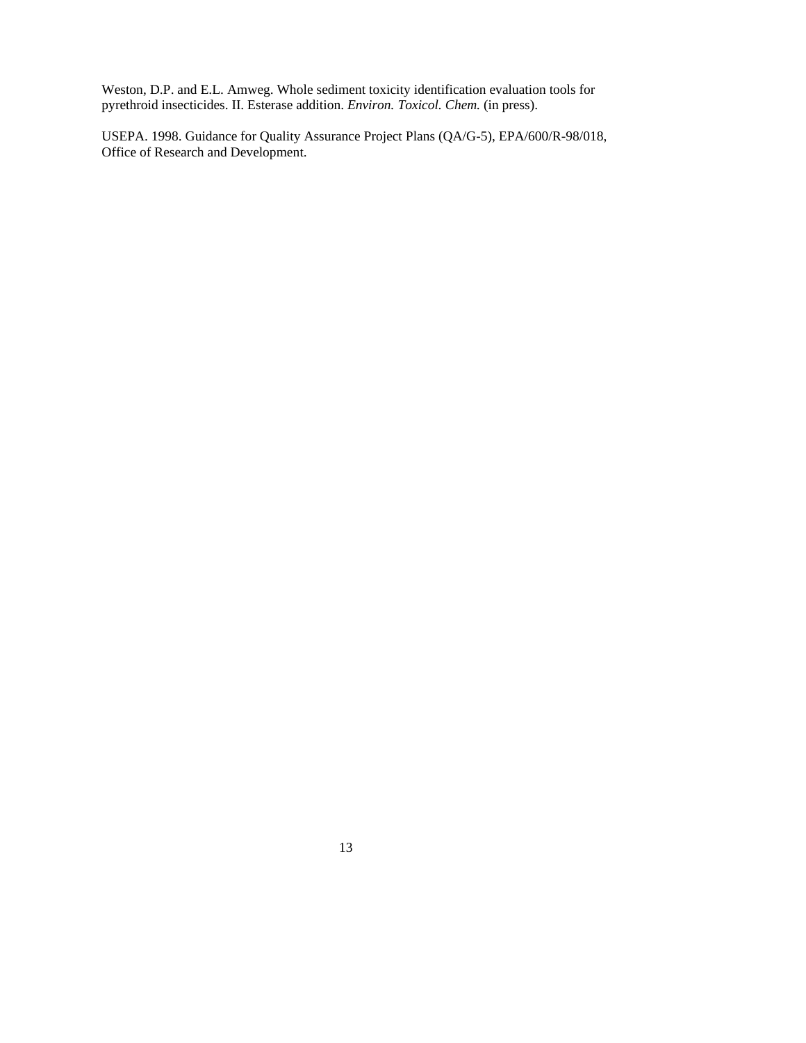Weston, D.P. and E.L. Amweg. Whole sediment toxicity identification evaluation tools for pyrethroid insecticides. II. Esterase addition. *Environ. Toxicol. Chem.* (in press).

USEPA. 1998. Guidance for Quality Assurance Project Plans (QA/G-5), EPA/600/R-98/018, Office of Research and Development.